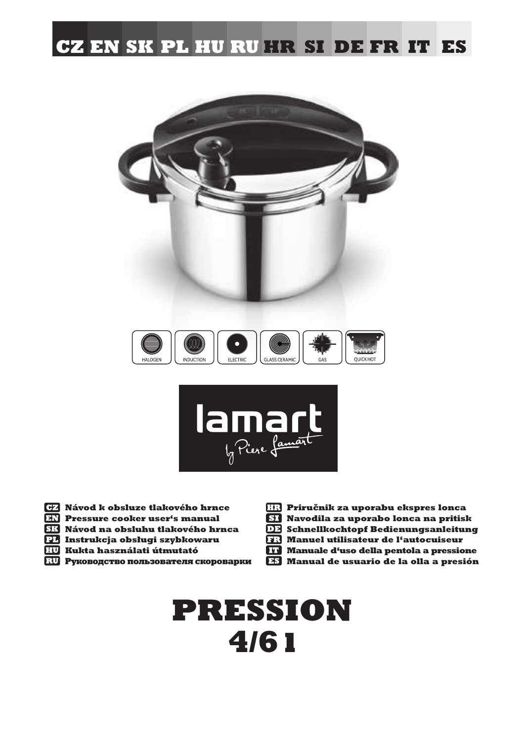CZ EN SK PL HU RU HR SI DE FR IT ES

HALOGEN | INDUCTION | ELECTRIC | GLASS CERAMIC | GAS | QUICK HOT

lamart by Piere Lamart

- **CZ** **Návod k obsluze tlakového hrnce**
- **EN** **Pressure cooker user's manual**
- **SK** **Návod na obsluhu tlakového hrnca**
- **PL** **Instrukcja obsługi szybkowaru**
- **HU** **Kukta használati útmutató**
- **RU** **Руководство пользователя скороварки**
- **HR** **Priručnik za uporabu ekspres lonca**
- **SI** **Navodila za uporabo lonca na pritisk**
- **DE** **Schnellkochtopf Bedienungsanleitung**
- **FR** **Manuel utilisateur de l'autocuiseur**
- **IT** **Manuale d'uso della pentola a pressione**
- **ES** **Manual de usuario de la olla a presión**

# PRESSION
# 4/6 l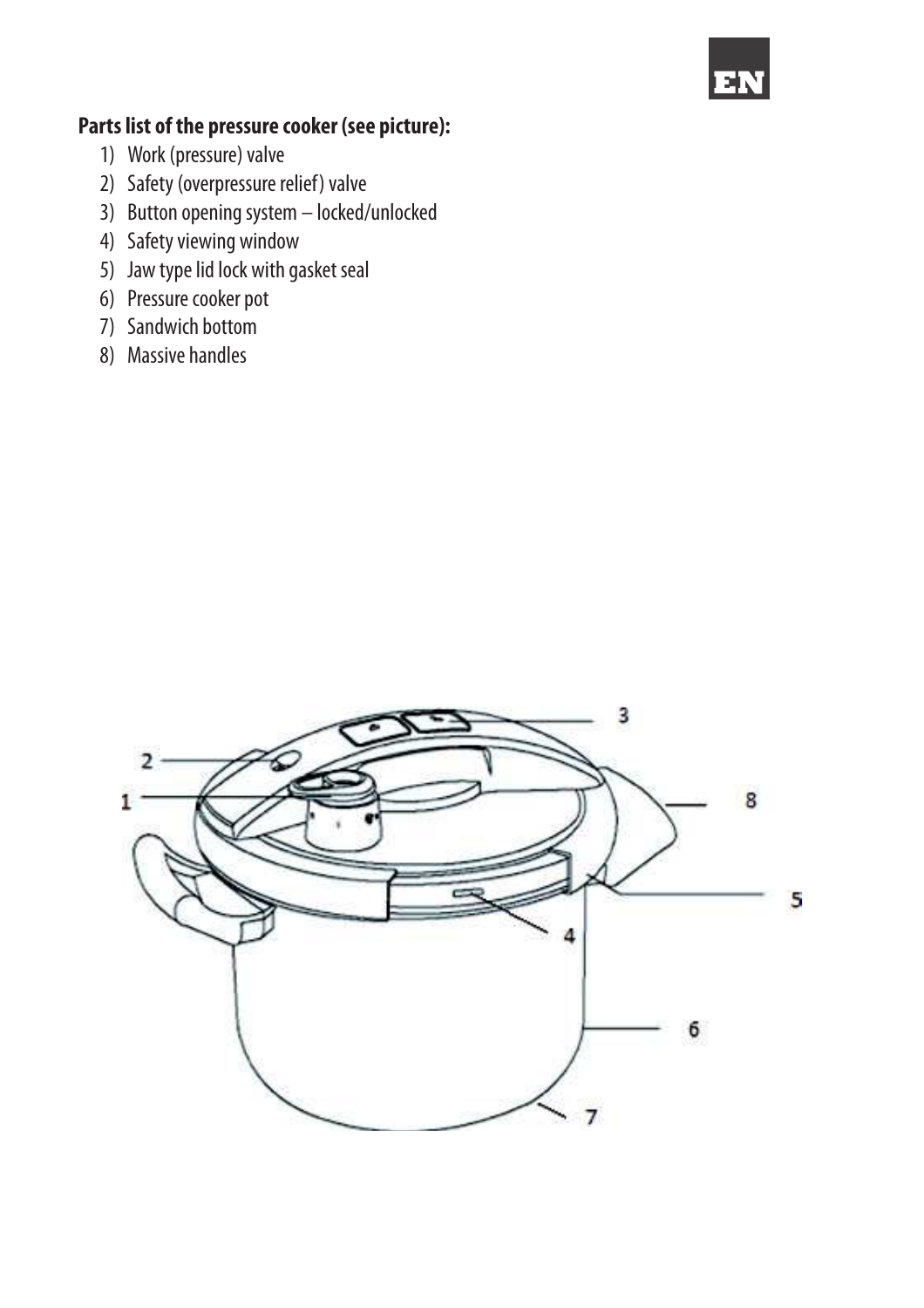**Parts list of the pressure cooker (see picture):**

1) Work (pressure) valve
2) Safety (overpressure relief) valve
3) Button opening system – locked/unlocked
4) Safety viewing window
5) Jaw type lid lock with gasket seal
6) Pressure cooker pot
7) Sandwich bottom
8) Massive handles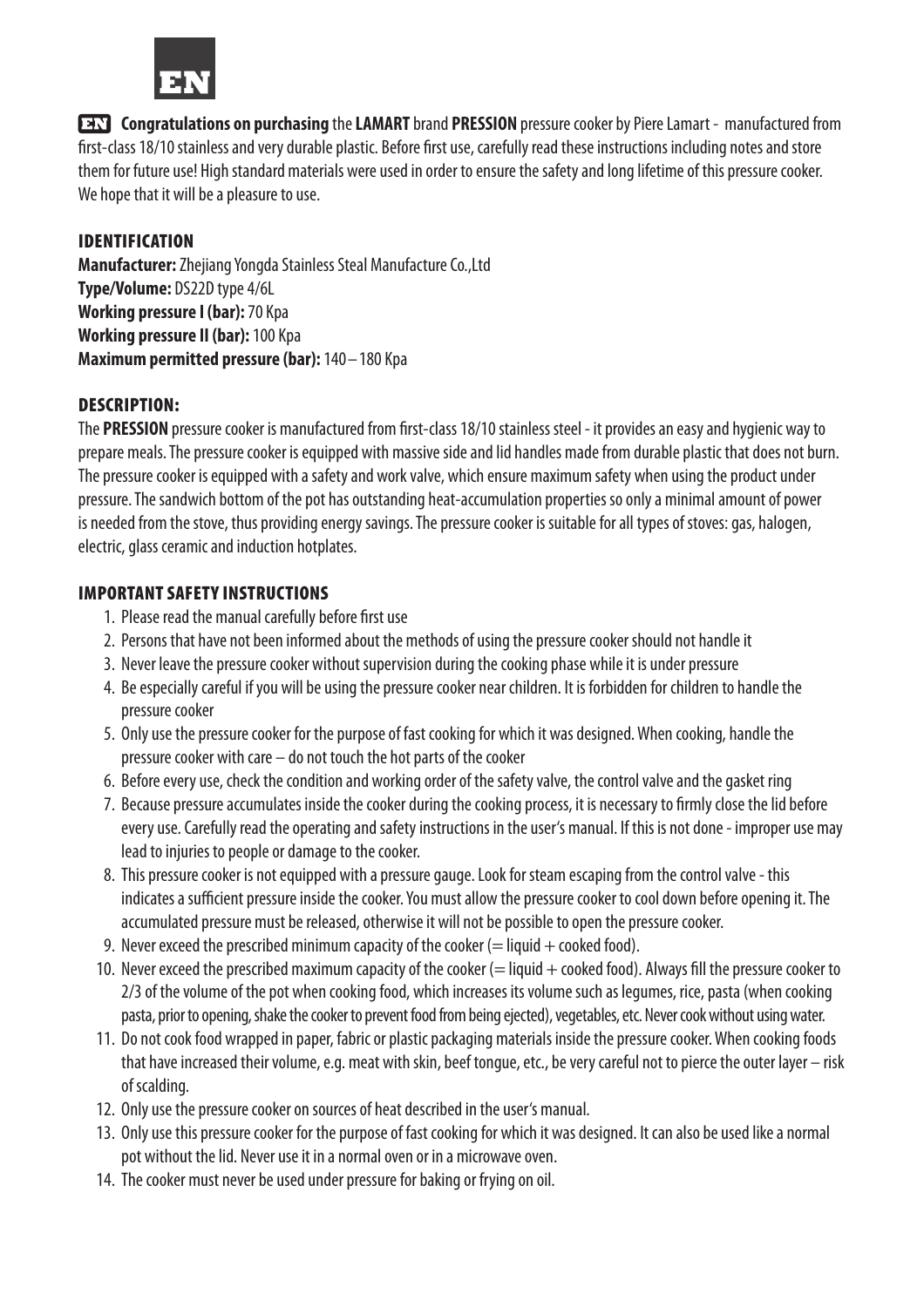# EN

**EN Congratulations on purchasing** the **LAMART** brand **PRESSION** pressure cooker by Piere Lamart - manufactured from first-class 18/10 stainless and very durable plastic. Before first use, carefully read these instructions including notes and store them for future use! High standard materials were used in order to ensure the safety and long lifetime of this pressure cooker. We hope that it will be a pleasure to use.

## IDENTIFICATION

**Manufacturer:** Zhejiang Yongda Stainless Steal Manufacture Co.,Ltd
**Type/Volume:** DS22D type 4/6L
**Working pressure I (bar):** 70 Kpa
**Working pressure II (bar):** 100 Kpa
**Maximum permitted pressure (bar):** 140 – 180 Kpa

## DESCRIPTION:

The **PRESSION** pressure cooker is manufactured from first-class 18/10 stainless steel - it provides an easy and hygienic way to prepare meals. The pressure cooker is equipped with massive side and lid handles made from durable plastic that does not burn. The pressure cooker is equipped with a safety and work valve, which ensure maximum safety when using the product under pressure. The sandwich bottom of the pot has outstanding heat-accumulation properties so only a minimal amount of power is needed from the stove, thus providing energy savings. The pressure cooker is suitable for all types of stoves: gas, halogen, electric, glass ceramic and induction hotplates.

## IMPORTANT SAFETY INSTRUCTIONS

1. Please read the manual carefully before first use
2. Persons that have not been informed about the methods of using the pressure cooker should not handle it
3. Never leave the pressure cooker without supervision during the cooking phase while it is under pressure
4. Be especially careful if you will be using the pressure cooker near children. It is forbidden for children to handle the pressure cooker
5. Only use the pressure cooker for the purpose of fast cooking for which it was designed. When cooking, handle the pressure cooker with care – do not touch the hot parts of the cooker
6. Before every use, check the condition and working order of the safety valve, the control valve and the gasket ring
7. Because pressure accumulates inside the cooker during the cooking process, it is necessary to firmly close the lid before every use. Carefully read the operating and safety instructions in the user's manual. If this is not done - improper use may lead to injuries to people or damage to the cooker.
8. This pressure cooker is not equipped with a pressure gauge. Look for steam escaping from the control valve - this indicates a sufficient pressure inside the cooker. You must allow the pressure cooker to cool down before opening it. The accumulated pressure must be released, otherwise it will not be possible to open the pressure cooker.
9. Never exceed the prescribed minimum capacity of the cooker (= liquid + cooked food).
10. Never exceed the prescribed maximum capacity of the cooker (= liquid + cooked food). Always fill the pressure cooker to 2/3 of the volume of the pot when cooking food, which increases its volume such as legumes, rice, pasta (when cooking pasta, prior to opening, shake the cooker to prevent food from being ejected), vegetables, etc. Never cook without using water.
11. Do not cook food wrapped in paper, fabric or plastic packaging materials inside the pressure cooker. When cooking foods that have increased their volume, e.g. meat with skin, beef tongue, etc., be very careful not to pierce the outer layer – risk of scalding.
12. Only use the pressure cooker on sources of heat described in the user's manual.
13. Only use this pressure cooker for the purpose of fast cooking for which it was designed. It can also be used like a normal pot without the lid. Never use it in a normal oven or in a microwave oven.
14. The cooker must never be used under pressure for baking or frying on oil.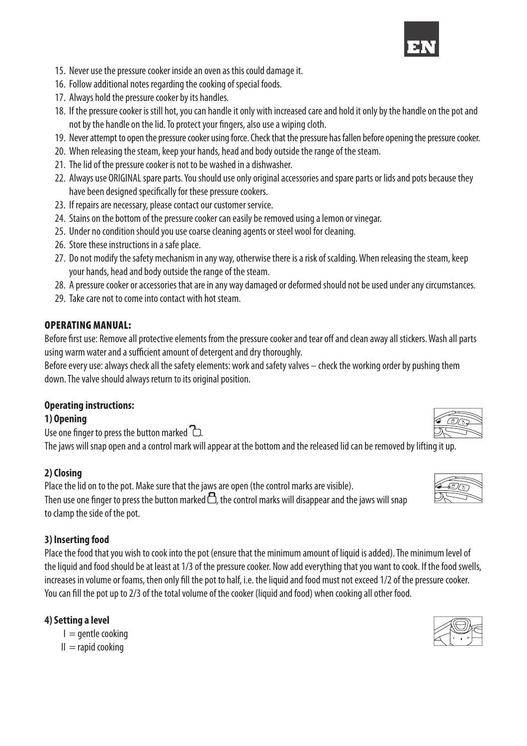15. Never use the pressure cooker inside an oven as this could damage it.
16. Follow additional notes regarding the cooking of special foods.
17. Always hold the pressure cooker by its handles.
18. If the pressure cooker is still hot, you can handle it only with increased care and hold it only by the handle on the pot and not by the handle on the lid. To protect your fingers, also use a wiping cloth.
19. Never attempt to open the pressure cooker using force. Check that the pressure has fallen before opening the pressure cooker.
20. When releasing the steam, keep your hands, head and body outside the range of the steam.
21. The lid of the pressure cooker is not to be washed in a dishwasher.
22. Always use ORIGINAL spare parts. You should use only original accessories and spare parts or lids and pots because they have been designed specifically for these pressure cookers.
23. If repairs are necessary, please contact our customer service.
24. Stains on the bottom of the pressure cooker can easily be removed using a lemon or vinegar.
25. Under no condition should you use coarse cleaning agents or steel wool for cleaning.
26. Store these instructions in a safe place.
27. Do not modify the safety mechanism in any way, otherwise there is a risk of scalding. When releasing the steam, keep your hands, head and body outside the range of the steam.
28. A pressure cooker or accessories that are in any way damaged or deformed should not be used under any circumstances.
29. Take care not to come into contact with hot steam.

## OPERATING MANUAL:

Before first use: Remove all protective elements from the pressure cooker and tear off and clean away all stickers. Wash all parts using warm water and a sufficient amount of detergent and dry thoroughly.

Before every use: always check all the safety elements: work and safety valves – check the working order by pushing them down. The valve should always return to its original position.

### Operating instructions:

**1) Opening**

Use one finger to press the button marked 🔓.

The jaws will snap open and a control mark will appear at the bottom and the released lid can be removed by lifting it up.

**2) Closing**

Place the lid on to the pot. Make sure that the jaws are open (the control marks are visible).

Then use one finger to press the button marked 🔒, the control marks will disappear and the jaws will snap to clamp the side of the pot.

**3) Inserting food**

Place the food that you wish to cook into the pot (ensure that the minimum amount of liquid is added). The minimum level of the liquid and food should be at least at 1/3 of the pressure cooker. Now add everything that you want to cook. If the food swells, increases in volume or foams, then only fill the pot to half, i.e. the liquid and food must not exceed 1/2 of the pressure cooker. You can fill the pot up to 2/3 of the total volume of the cooker (liquid and food) when cooking all other food.

**4) Setting a level**

I = gentle cooking

II = rapid cooking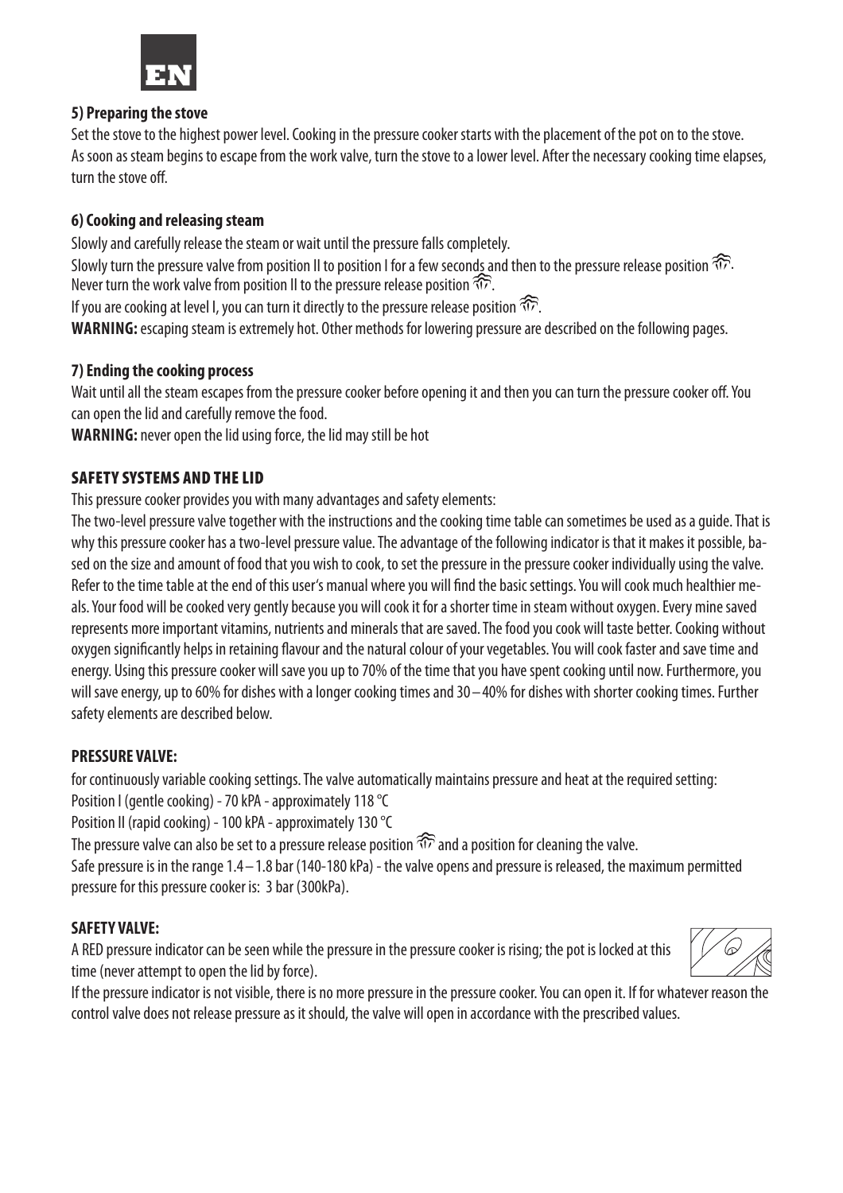### 5) Preparing the stove

Set the stove to the highest power level. Cooking in the pressure cooker starts with the placement of the pot on to the stove. As soon as steam begins to escape from the work valve, turn the stove to a lower level. After the necessary cooking time elapses, turn the stove off.

### 6) Cooking and releasing steam

Slowly and carefully release the steam or wait until the pressure falls completely.

Slowly turn the pressure valve from position II to position I for a few seconds and then to the pressure release position .

Never turn the work valve from position II to the pressure release position .

If you are cooking at level I, you can turn it directly to the pressure release position .

**WARNING:** escaping steam is extremely hot. Other methods for lowering pressure are described on the following pages.

### 7) Ending the cooking process

Wait until all the steam escapes from the pressure cooker before opening it and then you can turn the pressure cooker off. You can open the lid and carefully remove the food.

**WARNING:** never open the lid using force, the lid may still be hot

## SAFETY SYSTEMS AND THE LID

This pressure cooker provides you with many advantages and safety elements:

The two-level pressure valve together with the instructions and the cooking time table can sometimes be used as a guide. That is why this pressure cooker has a two-level pressure value. The advantage of the following indicator is that it makes it possible, based on the size and amount of food that you wish to cook, to set the pressure in the pressure cooker individually using the valve. Refer to the time table at the end of this user's manual where you will find the basic settings. You will cook much healthier meals. Your food will be cooked very gently because you will cook it for a shorter time in steam without oxygen. Every mine saved represents more important vitamins, nutrients and minerals that are saved. The food you cook will taste better. Cooking without oxygen significantly helps in retaining flavour and the natural colour of your vegetables. You will cook faster and save time and energy. Using this pressure cooker will save you up to 70% of the time that you have spent cooking until now. Furthermore, you will save energy, up to 60% for dishes with a longer cooking times and 30 – 40% for dishes with shorter cooking times. Further safety elements are described below.

### PRESSURE VALVE:

for continuously variable cooking settings. The valve automatically maintains pressure and heat at the required setting:

Position I (gentle cooking) - 70 kPA - approximately 118 °C

Position II (rapid cooking) - 100 kPA - approximately 130 °C

The pressure valve can also be set to a pressure release position  and a position for cleaning the valve.

Safe pressure is in the range 1.4 – 1.8 bar (140-180 kPa) - the valve opens and pressure is released, the maximum permitted pressure for this pressure cooker is: 3 bar (300kPa).

### SAFETY VALVE:

A RED pressure indicator can be seen while the pressure in the pressure cooker is rising; the pot is locked at this time (never attempt to open the lid by force).

If the pressure indicator is not visible, there is no more pressure in the pressure cooker. You can open it. If for whatever reason the control valve does not release pressure as it should, the valve will open in accordance with the prescribed values.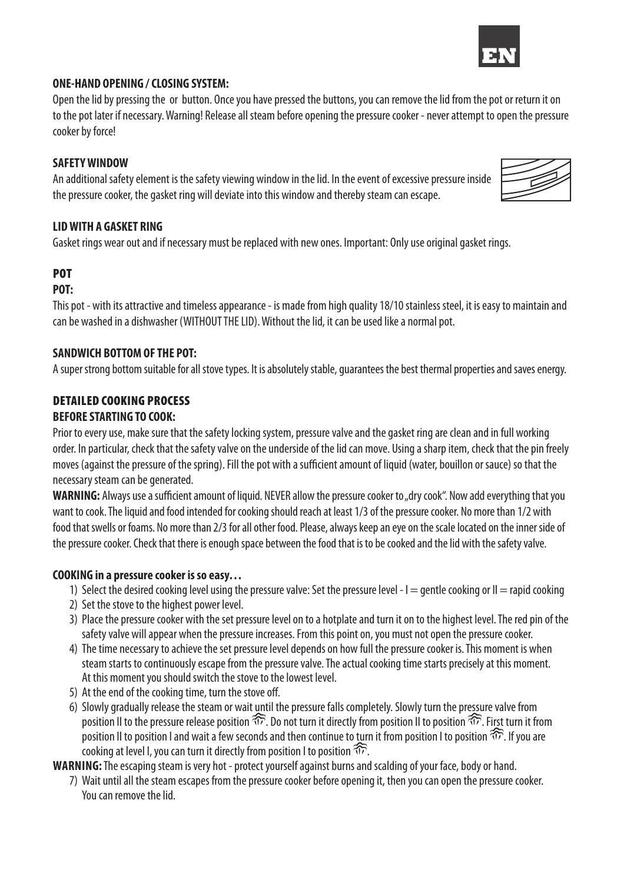**ONE-HAND OPENING / CLOSING SYSTEM:**

Open the lid by pressing the or button. Once you have pressed the buttons, you can remove the lid from the pot or return it on to the pot later if necessary. Warning! Release all steam before opening the pressure cooker - never attempt to open the pressure cooker by force!

**SAFETY WINDOW**

An additional safety element is the safety viewing window in the lid. In the event of excessive pressure inside the pressure cooker, the gasket ring will deviate into this window and thereby steam can escape.

**LID WITH A GASKET RING**

Gasket rings wear out and if necessary must be replaced with new ones. Important: Only use original gasket rings.

## POT

**POT:**

This pot - with its attractive and timeless appearance - is made from high quality 18/10 stainless steel, it is easy to maintain and can be washed in a dishwasher (WITHOUT THE LID). Without the lid, it can be used like a normal pot.

**SANDWICH BOTTOM OF THE POT:**

A super strong bottom suitable for all stove types. It is absolutely stable, guarantees the best thermal properties and saves energy.

## DETAILED COOKING PROCESS

**BEFORE STARTING TO COOK:**

Prior to every use, make sure that the safety locking system, pressure valve and the gasket ring are clean and in full working order. In particular, check that the safety valve on the underside of the lid can move. Using a sharp item, check that the pin freely moves (against the pressure of the spring). Fill the pot with a sufficient amount of liquid (water, bouillon or sauce) so that the necessary steam can be generated.

**WARNING:** Always use a sufficient amount of liquid. NEVER allow the pressure cooker to „dry cook". Now add everything that you want to cook. The liquid and food intended for cooking should reach at least 1/3 of the pressure cooker. No more than 1/2 with food that swells or foams. No more than 2/3 for all other food. Please, always keep an eye on the scale located on the inner side of the pressure cooker. Check that there is enough space between the food that is to be cooked and the lid with the safety valve.

**COOKING in a pressure cooker is so easy…**

1) Select the desired cooking level using the pressure valve: Set the pressure level - I = gentle cooking or II = rapid cooking
2) Set the stove to the highest power level.
3) Place the pressure cooker with the set pressure level on to a hotplate and turn it on to the highest level. The red pin of the safety valve will appear when the pressure increases. From this point on, you must not open the pressure cooker.
4) The time necessary to achieve the set pressure level depends on how full the pressure cooker is. This moment is when steam starts to continuously escape from the pressure valve. The actual cooking time starts precisely at this moment. At this moment you should switch the stove to the lowest level.
5) At the end of the cooking time, turn the stove off.
6) Slowly gradually release the steam or wait until the pressure falls completely. Slowly turn the pressure valve from position II to the pressure release position ♨. Do not turn it directly from position II to position ♨. First turn it from position II to position I and wait a few seconds and then continue to turn it from position I to position ♨. If you are cooking at level I, you can turn it directly from position I to position ♨.

**WARNING:** The escaping steam is very hot - protect yourself against burns and scalding of your face, body or hand.

7) Wait until all the steam escapes from the pressure cooker before opening it, then you can open the pressure cooker. You can remove the lid.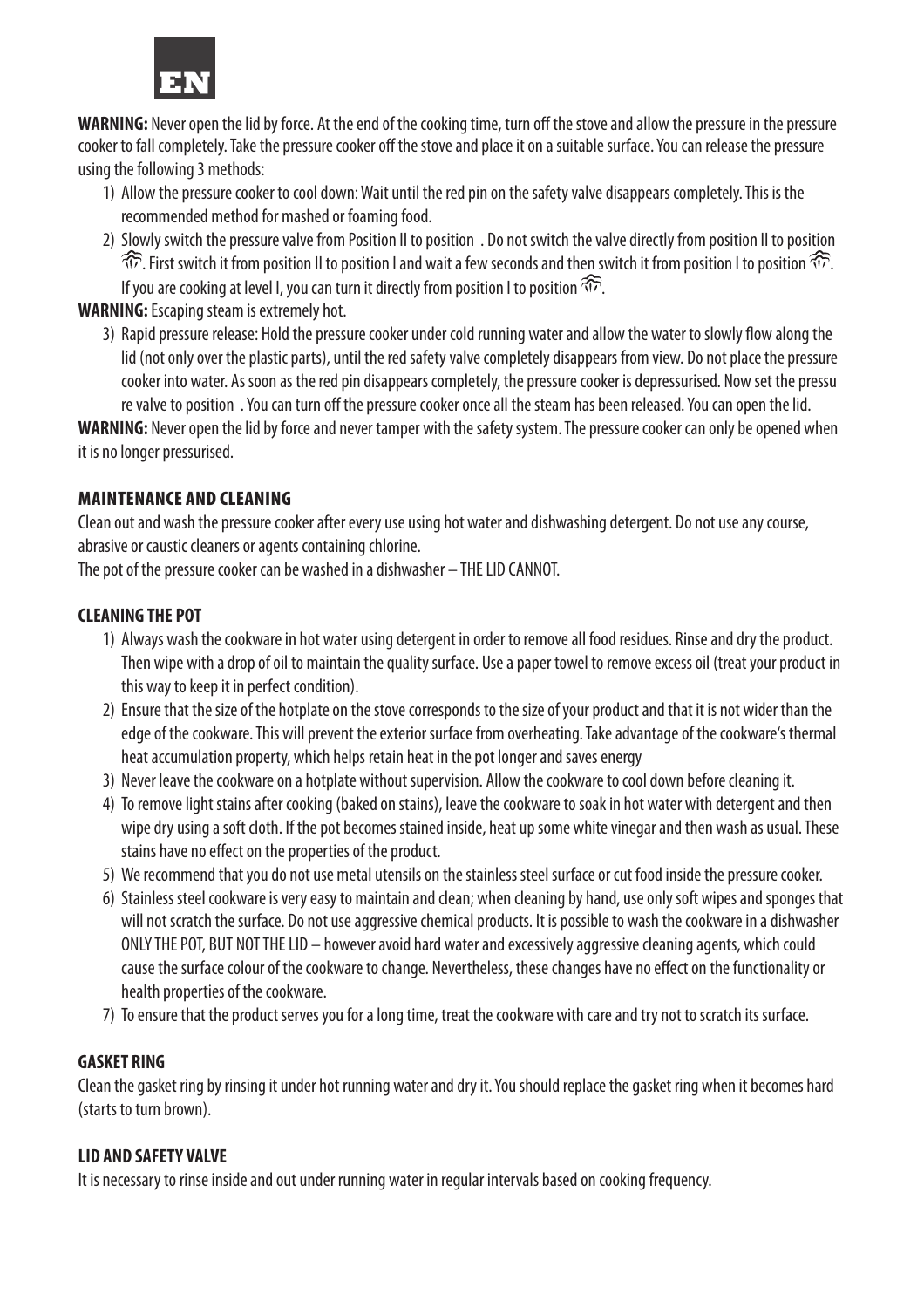**WARNING:** Never open the lid by force. At the end of the cooking time, turn off the stove and allow the pressure in the pressure cooker to fall completely. Take the pressure cooker off the stove and place it on a suitable surface. You can release the pressure using the following 3 methods:

1) Allow the pressure cooker to cool down: Wait until the red pin on the safety valve disappears completely. This is the recommended method for mashed or foaming food.
2) Slowly switch the pressure valve from Position II to position . Do not switch the valve directly from position II to position ♨. First switch it from position II to position I and wait a few seconds and then switch it from position I to position ♨. If you are cooking at level I, you can turn it directly from position I to position ♨.

**WARNING:** Escaping steam is extremely hot.

3) Rapid pressure release: Hold the pressure cooker under cold running water and allow the water to slowly flow along the lid (not only over the plastic parts), until the red safety valve completely disappears from view. Do not place the pressure cooker into water. As soon as the red pin disappears completely, the pressure cooker is depressurised. Now set the pressu re valve to position . You can turn off the pressure cooker once all the steam has been released. You can open the lid.

**WARNING:** Never open the lid by force and never tamper with the safety system. The pressure cooker can only be opened when it is no longer pressurised.

## MAINTENANCE AND CLEANING

Clean out and wash the pressure cooker after every use using hot water and dishwashing detergent. Do not use any course, abrasive or caustic cleaners or agents containing chlorine.

The pot of the pressure cooker can be washed in a dishwasher – THE LID CANNOT.

### CLEANING THE POT

1) Always wash the cookware in hot water using detergent in order to remove all food residues. Rinse and dry the product. Then wipe with a drop of oil to maintain the quality surface. Use a paper towel to remove excess oil (treat your product in this way to keep it in perfect condition).
2) Ensure that the size of the hotplate on the stove corresponds to the size of your product and that it is not wider than the edge of the cookware. This will prevent the exterior surface from overheating. Take advantage of the cookware's thermal heat accumulation property, which helps retain heat in the pot longer and saves energy
3) Never leave the cookware on a hotplate without supervision. Allow the cookware to cool down before cleaning it.
4) To remove light stains after cooking (baked on stains), leave the cookware to soak in hot water with detergent and then wipe dry using a soft cloth. If the pot becomes stained inside, heat up some white vinegar and then wash as usual. These stains have no effect on the properties of the product.
5) We recommend that you do not use metal utensils on the stainless steel surface or cut food inside the pressure cooker.
6) Stainless steel cookware is very easy to maintain and clean; when cleaning by hand, use only soft wipes and sponges that will not scratch the surface. Do not use aggressive chemical products. It is possible to wash the cookware in a dishwasher ONLY THE POT, BUT NOT THE LID – however avoid hard water and excessively aggressive cleaning agents, which could cause the surface colour of the cookware to change. Nevertheless, these changes have no effect on the functionality or health properties of the cookware.
7) To ensure that the product serves you for a long time, treat the cookware with care and try not to scratch its surface.

### GASKET RING

Clean the gasket ring by rinsing it under hot running water and dry it. You should replace the gasket ring when it becomes hard (starts to turn brown).

### LID AND SAFETY VALVE

It is necessary to rinse inside and out under running water in regular intervals based on cooking frequency.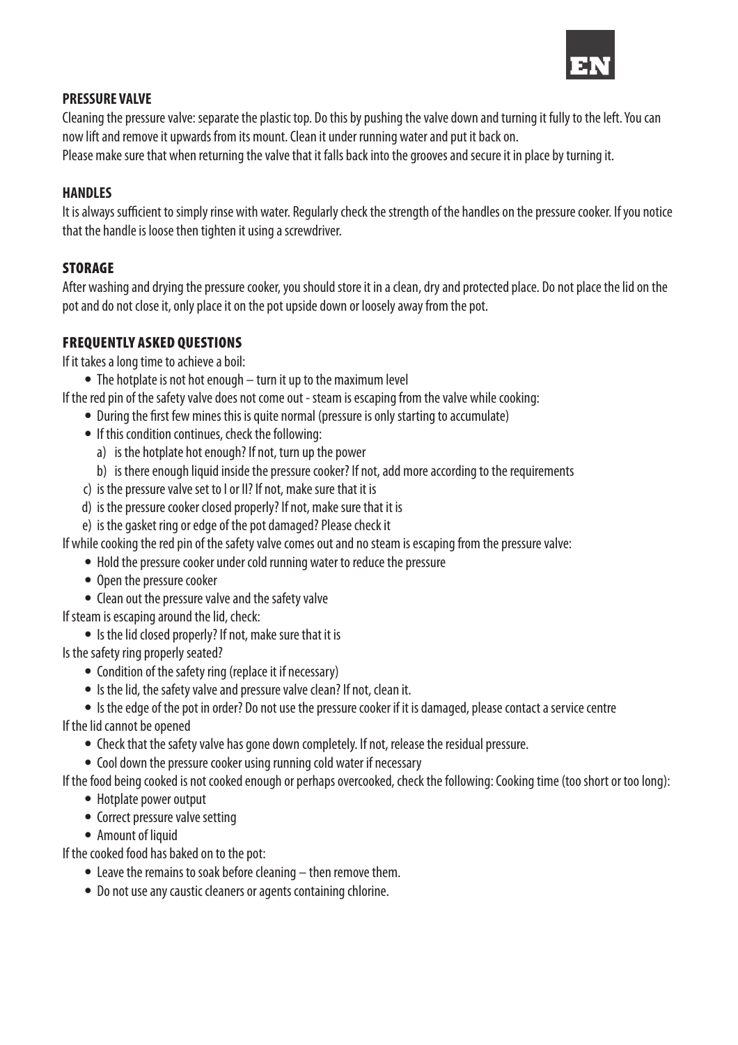## PRESSURE VALVE

Cleaning the pressure valve: separate the plastic top. Do this by pushing the valve down and turning it fully to the left. You can now lift and remove it upwards from its mount. Clean it under running water and put it back on.

Please make sure that when returning the valve that it falls back into the grooves and secure it in place by turning it.

## HANDLES

It is always sufficient to simply rinse with water. Regularly check the strength of the handles on the pressure cooker. If you notice that the handle is loose then tighten it using a screwdriver.

## STORAGE

After washing and drying the pressure cooker, you should store it in a clean, dry and protected place. Do not place the lid on the pot and do not close it, only place it on the pot upside down or loosely away from the pot.

## FREQUENTLY ASKED QUESTIONS

If it takes a long time to achieve a boil:

- The hotplate is not hot enough – turn it up to the maximum level

If the red pin of the safety valve does not come out - steam is escaping from the valve while cooking:

- During the first few mines this is quite normal (pressure is only starting to accumulate)
- If this condition continues, check the following:
  a) is the hotplate hot enough? If not, turn up the power
  b) is there enough liquid inside the pressure cooker? If not, add more according to the requirements
  c) is the pressure valve set to I or II? If not, make sure that it is
  d) is the pressure cooker closed properly? If not, make sure that it is
  e) is the gasket ring or edge of the pot damaged? Please check it

If while cooking the red pin of the safety valve comes out and no steam is escaping from the pressure valve:

- Hold the pressure cooker under cold running water to reduce the pressure
- Open the pressure cooker
- Clean out the pressure valve and the safety valve

If steam is escaping around the lid, check:

- Is the lid closed properly? If not, make sure that it is

Is the safety ring properly seated?

- Condition of the safety ring (replace it if necessary)
- Is the lid, the safety valve and pressure valve clean? If not, clean it.
- Is the edge of the pot in order? Do not use the pressure cooker if it is damaged, please contact a service centre

If the lid cannot be opened

- Check that the safety valve has gone down completely. If not, release the residual pressure.
- Cool down the pressure cooker using running cold water if necessary

If the food being cooked is not cooked enough or perhaps overcooked, check the following: Cooking time (too short or too long):

- Hotplate power output
- Correct pressure valve setting
- Amount of liquid

If the cooked food has baked on to the pot:

- Leave the remains to soak before cleaning – then remove them.
- Do not use any caustic cleaners or agents containing chlorine.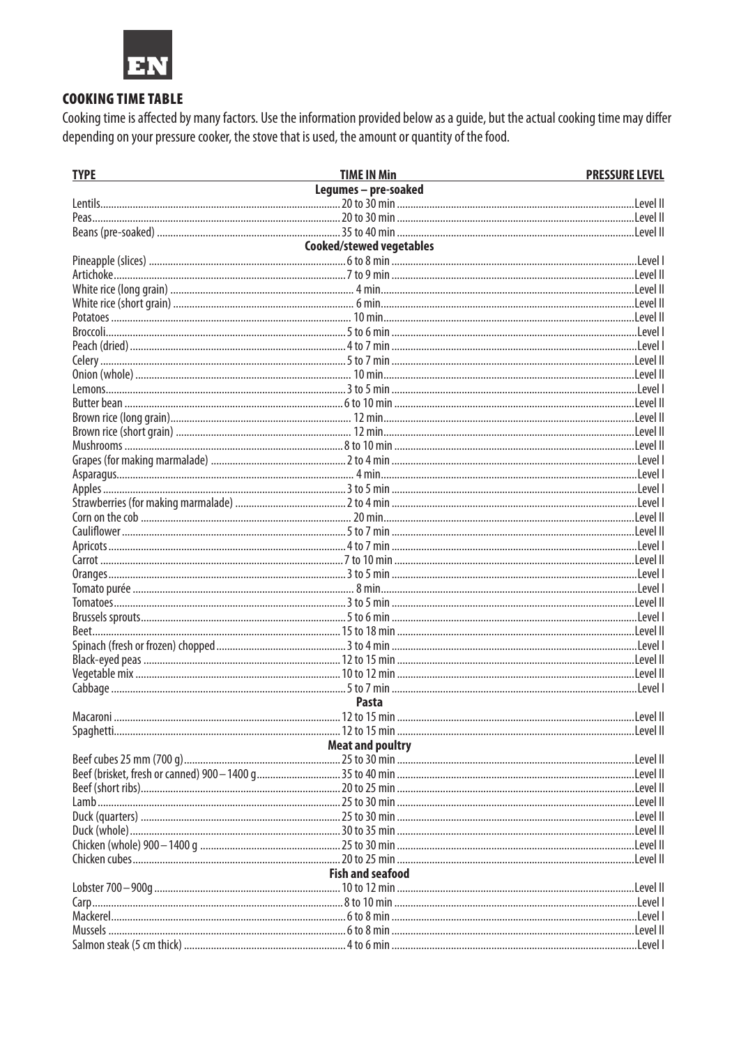## COOKING TIME TABLE

Cooking time is affected by many factors. Use the information provided below as a guide, but the actual cooking time may differ depending on your pressure cooker, the stove that is used, the amount or quantity of the food.

| TYPE | TIME IN Min | PRESSURE LEVEL |
|---|---|---|
| **Legumes – pre-soaked** | | |
| Lentils | 20 to 30 min | Level II |
| Peas | 20 to 30 min | Level II |
| Beans (pre-soaked) | 35 to 40 min | Level II |
| **Cooked/stewed vegetables** | | |
| Pineapple (slices) | 6 to 8 min | Level I |
| Artichoke | 7 to 9 min | Level II |
| White rice (long grain) | 4 min | Level II |
| White rice (short grain) | 6 min | Level II |
| Potatoes | 10 min | Level II |
| Broccoli | 5 to 6 min | Level I |
| Peach (dried) | 4 to 7 min | Level I |
| Celery | 5 to 7 min | Level II |
| Onion (whole) | 10 min | Level II |
| Lemons | 3 to 5 min | Level I |
| Butter bean | 6 to 10 min | Level II |
| Brown rice (long grain) | 12 min | Level II |
| Brown rice (short grain) | 12 min | Level II |
| Mushrooms | 8 to 10 min | Level II |
| Grapes (for making marmalade) | 2 to 4 min | Level I |
| Asparagus | 4 min | Level I |
| Apples | 3 to 5 min | Level I |
| Strawberries (for making marmalade) | 2 to 4 min | Level I |
| Corn on the cob | 20 min | Level II |
| Cauliflower | 5 to 7 min | Level II |
| Apricots | 4 to 7 min | Level I |
| Carrot | 7 to 10 min | Level II |
| Oranges | 3 to 5 min | Level I |
| Tomato purée | 8 min | Level I |
| Tomatoes | 3 to 5 min | Level II |
| Brussels sprouts | 5 to 6 min | Level I |
| Beet | 15 to 18 min | Level II |
| Spinach (fresh or frozen) chopped | 3 to 4 min | Level I |
| Black-eyed peas | 12 to 15 min | Level II |
| Vegetable mix | 10 to 12 min | Level II |
| Cabbage | 5 to 7 min | Level I |
| **Pasta** | | |
| Macaroni | 12 to 15 min | Level II |
| Spaghetti | 12 to 15 min | Level II |
| **Meat and poultry** | | |
| Beef cubes 25 mm (700 g) | 25 to 30 min | Level II |
| Beef (brisket, fresh or canned) 900 – 1400 g | 35 to 40 min | Level II |
| Beef (short ribs) | 20 to 25 min | Level II |
| Lamb | 25 to 30 min | Level II |
| Duck (quarters) | 25 to 30 min | Level II |
| Duck (whole) | 30 to 35 min | Level II |
| Chicken (whole) 900 – 1400 g | 25 to 30 min | Level II |
| Chicken cubes | 20 to 25 min | Level II |
| **Fish and seafood** | | |
| Lobster 700 – 900g | 10 to 12 min | Level II |
| Carp | 8 to 10 min | Level I |
| Mackerel | 6 to 8 min | Level I |
| Mussels | 6 to 8 min | Level II |
| Salmon steak (5 cm thick) | 4 to 6 min | Level I |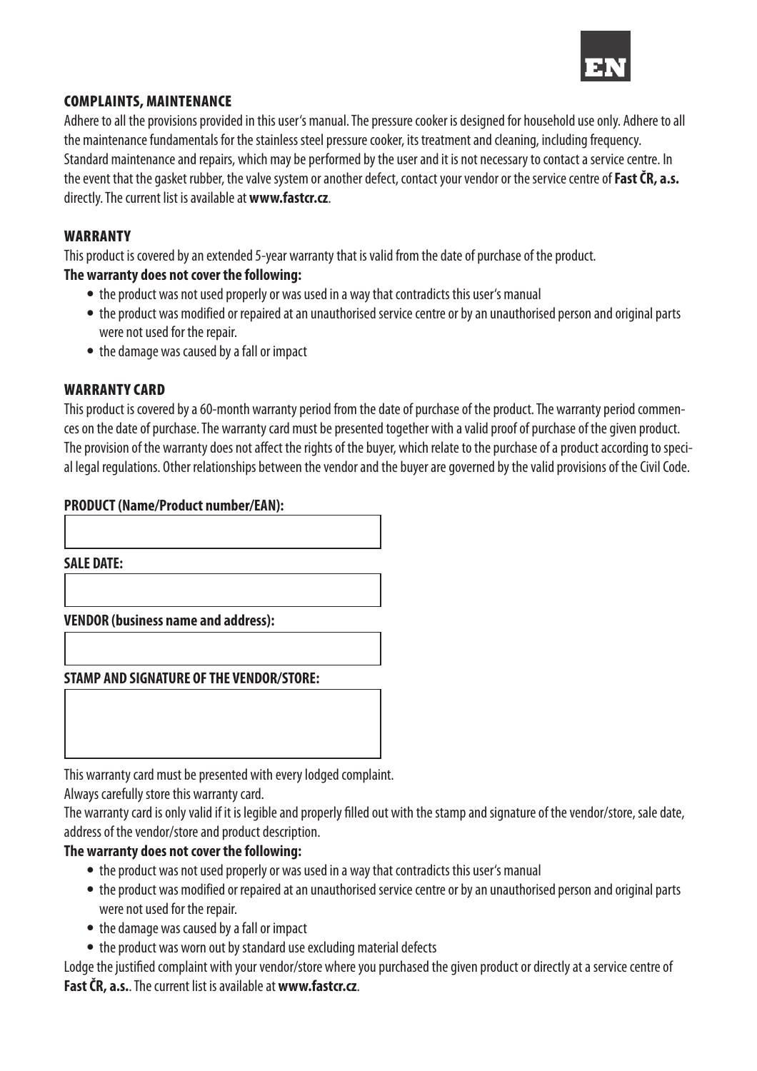EN

## COMPLAINTS, MAINTENANCE

Adhere to all the provisions provided in this user's manual. The pressure cooker is designed for household use only. Adhere to all the maintenance fundamentals for the stainless steel pressure cooker, its treatment and cleaning, including frequency. Standard maintenance and repairs, which may be performed by the user and it is not necessary to contact a service centre. In the event that the gasket rubber, the valve system or another defect, contact your vendor or the service centre of **Fast ČR, a.s.** directly. The current list is available at **www.fastcr.cz**.

## WARRANTY

This product is covered by an extended 5-year warranty that is valid from the date of purchase of the product.

**The warranty does not cover the following:**

- the product was not used properly or was used in a way that contradicts this user's manual
- the product was modified or repaired at an unauthorised service centre or by an unauthorised person and original parts were not used for the repair.
- the damage was caused by a fall or impact

## WARRANTY CARD

This product is covered by a 60-month warranty period from the date of purchase of the product. The warranty period commences on the date of purchase. The warranty card must be presented together with a valid proof of purchase of the given product. The provision of the warranty does not affect the rights of the buyer, which relate to the purchase of a product according to special legal regulations. Other relationships between the vendor and the buyer are governed by the valid provisions of the Civil Code.

**PRODUCT (Name/Product number/EAN):**

**SALE DATE:**

**VENDOR (business name and address):**

**STAMP AND SIGNATURE OF THE VENDOR/STORE:**

This warranty card must be presented with every lodged complaint.

Always carefully store this warranty card.

The warranty card is only valid if it is legible and properly filled out with the stamp and signature of the vendor/store, sale date, address of the vendor/store and product description.

**The warranty does not cover the following:**

- the product was not used properly or was used in a way that contradicts this user's manual
- the product was modified or repaired at an unauthorised service centre or by an unauthorised person and original parts were not used for the repair.
- the damage was caused by a fall or impact
- the product was worn out by standard use excluding material defects

Lodge the justified complaint with your vendor/store where you purchased the given product or directly at a service centre of **Fast ČR, a.s.**. The current list is available at **www.fastcr.cz**.